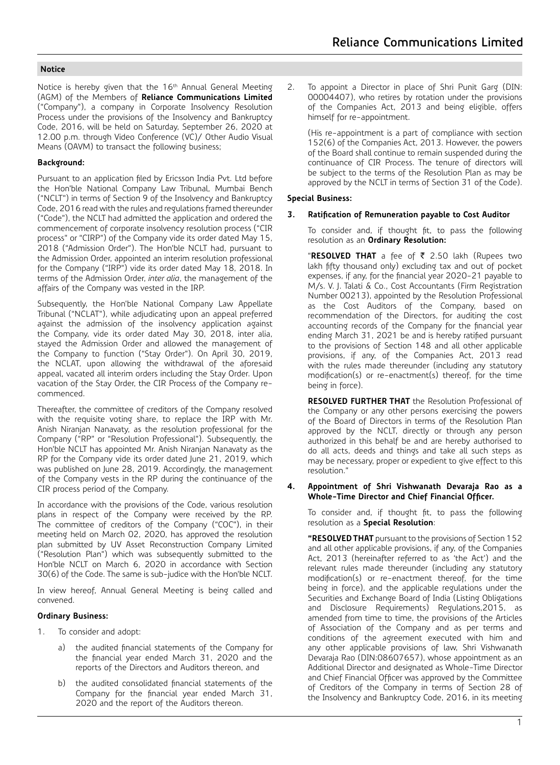## Notice

Notice is hereby given that the 16th Annual General Meeting (AGM) of the Members of **Reliance Communications Limited** ("Company"), a company in Corporate Insolvency Resolution Process under the provisions of the Insolvency and Bankruptcy Code, 2016, will be held on Saturday, September 26, 2020 at 12.00 p.m. through Video Conference (VC)/ Other Audio Visual Means (OAVM) to transact the following business;

**Background:**

Pursuant to an application filed by Ericsson India Pvt. Ltd before the Hon'ble National Company Law Tribunal, Mumbai Bench ("NCLT") in terms of Section 9 of the Insolvency and Bankruptcy Code, 2016 read with the rules and regulations framed thereunder ("Code"), the NCLT had admitted the application and ordered the commencement of corporate insolvency resolution process ("CIR process" or "CIRP") of the Company vide its order dated May 15, 2018 ("Admission Order"). The Hon'ble NCLT had, pursuant to the Admission Order, appointed an interim resolution professional for the Company ("IRP") vide its order dated May 18, 2018. In terms of the Admission Order, *inter alia*, the management of the affairs of the Company was vested in the IRP.

Subsequently, the Hon'ble National Company Law Appellate Tribunal ("NCLAT"), while adjudicating upon an appeal preferred against the admission of the insolvency application against the Company, vide its order dated May 30, 2018, inter alia, stayed the Admission Order and allowed the management of the Company to function ("Stay Order"). On April 30, 2019, the NCLAT, upon allowing the withdrawal of the aforesaid appeal, vacated all interim orders including the Stay Order. Upon vacation of the Stay Order, the CIR Process of the Company re-commenced.

Thereafter, the committee of creditors of the Company resolved with the requisite voting share, to replace the IRP with Mr. Anish Niranjan Nanavaty, as the resolution professional for the Company ("RP" or "Resolution Professional"). Subsequently, the Hon'ble NCLT has appointed Mr. Anish Niranjan Nanavaty as the RP for the Company vide its order dated June 21, 2019, which was published on June 28, 2019. Accordingly, the management of the Company vests in the RP during the continuance of the CIR process period of the Company.

In accordance with the provisions of the Code, various resolution plans in respect of the Company were received by the RP. The committee of creditors of the Company ("COC"), in their meeting held on March 02, 2020, has approved the resolution plan submitted by UV Asset Reconstruction Company Limited ("Resolution Plan") which was subsequently submitted to the Hon'ble NCLT on March 6, 2020 in accordance with Section 30(6) of the Code. The same is sub-judice with the Hon'ble NCLT.

In view hereof, Annual General Meeting is being called and convened.

**Ordinary Business:**

1. To consider and adopt:

   a) the audited financial statements of the Company for the financial year ended March 31, 2020 and the reports of the Directors and Auditors thereon, and

   b) the audited consolidated financial statements of the Company for the financial year ended March 31, 2020 and the report of the Auditors thereon.

2. To appoint a Director in place of Shri Punit Garg (DIN: 00004407), who retires by rotation under the provisions of the Companies Act, 2013 and being eligible, offers himself for re-appointment.

   (His re-appointment is a part of compliance with section 152(6) of the Companies Act, 2013. However, the powers of the Board shall continue to remain suspended during the continuance of CIR Process. The tenure of directors will be subject to the terms of the Resolution Plan as may be approved by the NCLT in terms of Section 31 of the Code).

**Special Business:**

**3. Ratification of Remuneration payable to Cost Auditor**

To consider and, if thought fit, to pass the following resolution as an **Ordinary Resolution:**

"**RESOLVED THAT** a fee of ₹ 2.50 lakh (Rupees two lakh fifty thousand only) excluding tax and out of pocket expenses, if any, for the financial year 2020-21 payable to M/s. V. J. Talati & Co., Cost Accountants (Firm Registration Number 00213), appointed by the Resolution Professional as the Cost Auditors of the Company, based on recommendation of the Directors, for auditing the cost accounting records of the Company for the financial year ending March 31, 2021 be and is hereby ratified pursuant to the provisions of Section 148 and all other applicable provisions, if any, of the Companies Act, 2013 read with the rules made thereunder (including any statutory modification(s) or re-enactment(s) thereof, for the time being in force).

**RESOLVED FURTHER THAT** the Resolution Professional of the Company or any other persons exercising the powers of the Board of Directors in terms of the Resolution Plan approved by the NCLT, directly or through any person authorized in this behalf be and are hereby authorised to do all acts, deeds and things and take all such steps as may be necessary, proper or expedient to give effect to this resolution."

**4. Appointment of Shri Vishwanath Devaraja Rao as a Whole-Time Director and Chief Financial Officer.**

To consider and, if thought fit, to pass the following resolution as a **Special Resolution**:

**"RESOLVED THAT** pursuant to the provisions of Section 152 and all other applicable provisions, if any, of the Companies Act, 2013 (hereinafter referred to as 'the Act') and the relevant rules made thereunder (including any statutory modification(s) or re-enactment thereof, for the time being in force), and the applicable regulations under the Securities and Exchange Board of India (Listing Obligations and Disclosure Requirements) Regulations,2015, as amended from time to time, the provisions of the Articles of Association of the Company and as per terms and conditions of the agreement executed with him and any other applicable provisions of law, Shri Vishwanath Devaraja Rao (DIN:08607657), whose appointment as an Additional Director and designated as Whole-Time Director and Chief Financial Officer was approved by the Committee of Creditors of the Company in terms of Section 28 of the Insolvency and Bankruptcy Code, 2016, in its meeting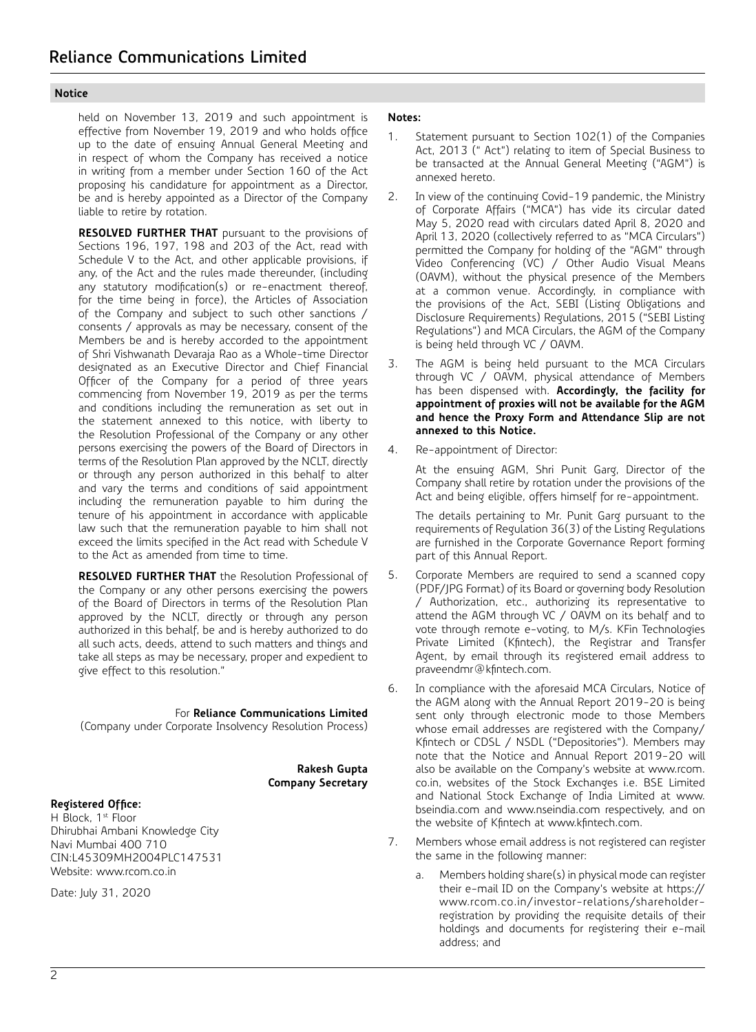## Notice

held on November 13, 2019 and such appointment is effective from November 19, 2019 and who holds office up to the date of ensuing Annual General Meeting and in respect of whom the Company has received a notice in writing from a member under Section 160 of the Act proposing his candidature for appointment as a Director, be and is hereby appointed as a Director of the Company liable to retire by rotation.

**RESOLVED FURTHER THAT** pursuant to the provisions of Sections 196, 197, 198 and 203 of the Act, read with Schedule V to the Act, and other applicable provisions, if any, of the Act and the rules made thereunder, (including any statutory modification(s) or re-enactment thereof, for the time being in force), the Articles of Association of the Company and subject to such other sanctions / consents / approvals as may be necessary, consent of the Members be and is hereby accorded to the appointment of Shri Vishwanath Devaraja Rao as a Whole-time Director designated as an Executive Director and Chief Financial Officer of the Company for a period of three years commencing from November 19, 2019 as per the terms and conditions including the remuneration as set out in the statement annexed to this notice, with liberty to the Resolution Professional of the Company or any other persons exercising the powers of the Board of Directors in terms of the Resolution Plan approved by the NCLT, directly or through any person authorized in this behalf to alter and vary the terms and conditions of said appointment including the remuneration payable to him during the tenure of his appointment in accordance with applicable law such that the remuneration payable to him shall not exceed the limits specified in the Act read with Schedule V to the Act as amended from time to time.

**RESOLVED FURTHER THAT** the Resolution Professional of the Company or any other persons exercising the powers of the Board of Directors in terms of the Resolution Plan approved by the NCLT, directly or through any person authorized in this behalf, be and is hereby authorized to do all such acts, deeds, attend to such matters and things and take all steps as may be necessary, proper and expedient to give effect to this resolution."

For **Reliance Communications Limited**
(Company under Corporate Insolvency Resolution Process)

**Rakesh Gupta**
**Company Secretary**

**Registered Office:**
H Block, 1st Floor
Dhirubhai Ambani Knowledge City
Navi Mumbai 400 710
CIN:L45309MH2004PLC147531
Website: www.rcom.co.in

Date: July 31, 2020

**Notes:**

1. Statement pursuant to Section 102(1) of the Companies Act, 2013 (" Act") relating to item of Special Business to be transacted at the Annual General Meeting ("AGM") is annexed hereto.

2. In view of the continuing Covid-19 pandemic, the Ministry of Corporate Affairs ("MCA") has vide its circular dated May 5, 2020 read with circulars dated April 8, 2020 and April 13, 2020 (collectively referred to as "MCA Circulars") permitted the Company for holding of the "AGM" through Video Conferencing (VC) / Other Audio Visual Means (OAVM), without the physical presence of the Members at a common venue. Accordingly, in compliance with the provisions of the Act, SEBI (Listing Obligations and Disclosure Requirements) Regulations, 2015 ("SEBI Listing Regulations") and MCA Circulars, the AGM of the Company is being held through VC / OAVM.

3. The AGM is being held pursuant to the MCA Circulars through VC / OAVM, physical attendance of Members has been dispensed with. **Accordingly, the facility for appointment of proxies will not be available for the AGM and hence the Proxy Form and Attendance Slip are not annexed to this Notice.**

4. Re-appointment of Director:

   At the ensuing AGM, Shri Punit Garg, Director of the Company shall retire by rotation under the provisions of the Act and being eligible, offers himself for re-appointment.

   The details pertaining to Mr. Punit Garg pursuant to the requirements of Regulation 36(3) of the Listing Regulations are furnished in the Corporate Governance Report forming part of this Annual Report.

5. Corporate Members are required to send a scanned copy (PDF/JPG Format) of its Board or governing body Resolution / Authorization, etc., authorizing its representative to attend the AGM through VC / OAVM on its behalf and to vote through remote e-voting, to M/s. KFin Technologies Private Limited (Kfintech), the Registrar and Transfer Agent, by email through its registered email address to praveendmr@kfintech.com.

6. In compliance with the aforesaid MCA Circulars, Notice of the AGM along with the Annual Report 2019-20 is being sent only through electronic mode to those Members whose email addresses are registered with the Company/ Kfintech or CDSL / NSDL ("Depositories"). Members may note that the Notice and Annual Report 2019-20 will also be available on the Company's website at www.rcom.co.in, websites of the Stock Exchanges i.e. BSE Limited and National Stock Exchange of India Limited at www.bseindia.com and www.nseindia.com respectively, and on the website of Kfintech at www.kfintech.com.

7. Members whose email address is not registered can register the same in the following manner:

   a. Members holding share(s) in physical mode can register their e-mail ID on the Company's website at https://www.rcom.co.in/investor-relations/shareholder-registration by providing the requisite details of their holdings and documents for registering their e-mail address; and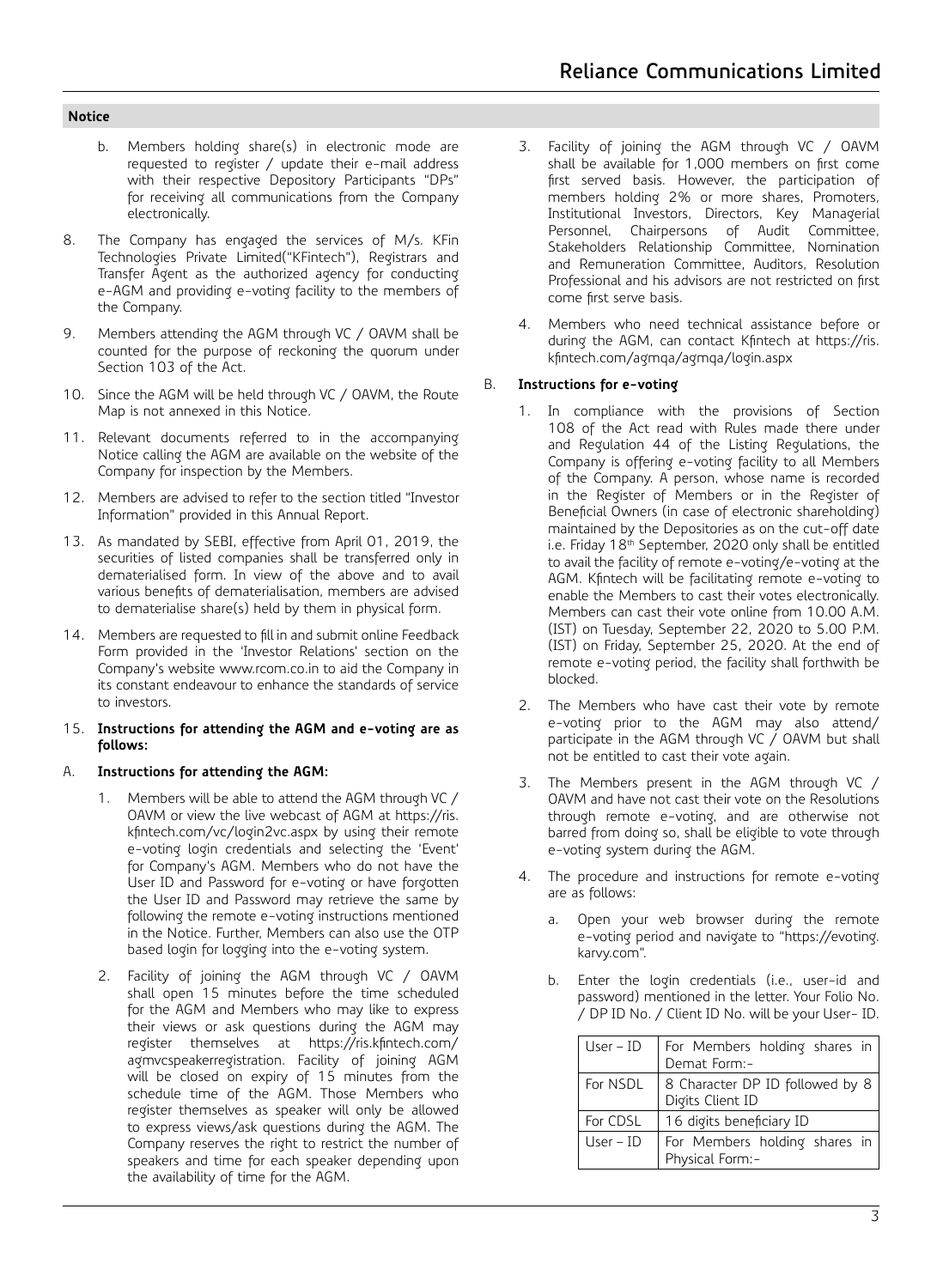## Notice

b. Members holding share(s) in electronic mode are requested to register / update their e-mail address with their respective Depository Participants "DPs" for receiving all communications from the Company electronically.

8. The Company has engaged the services of M/s. KFin Technologies Private Limited("KFintech"), Registrars and Transfer Agent as the authorized agency for conducting e-AGM and providing e-voting facility to the members of the Company.

9. Members attending the AGM through VC / OAVM shall be counted for the purpose of reckoning the quorum under Section 103 of the Act.

10. Since the AGM will be held through VC / OAVM, the Route Map is not annexed in this Notice.

11. Relevant documents referred to in the accompanying Notice calling the AGM are available on the website of the Company for inspection by the Members.

12. Members are advised to refer to the section titled "Investor Information" provided in this Annual Report.

13. As mandated by SEBI, effective from April 01, 2019, the securities of listed companies shall be transferred only in dematerialised form. In view of the above and to avail various benefits of dematerialisation, members are advised to dematerialise share(s) held by them in physical form.

14. Members are requested to fill in and submit online Feedback Form provided in the 'Investor Relations' section on the Company's website www.rcom.co.in to aid the Company in its constant endeavour to enhance the standards of service to investors.

15. **Instructions for attending the AGM and e-voting are as follows:**

A. **Instructions for attending the AGM:**

1. Members will be able to attend the AGM through VC / OAVM or view the live webcast of AGM at https://ris.kfintech.com/vc/login2vc.aspx by using their remote e-voting login credentials and selecting the 'Event' for Company's AGM. Members who do not have the User ID and Password for e-voting or have forgotten the User ID and Password may retrieve the same by following the remote e-voting instructions mentioned in the Notice. Further, Members can also use the OTP based login for logging into the e-voting system.

2. Facility of joining the AGM through VC / OAVM shall open 15 minutes before the time scheduled for the AGM and Members who may like to express their views or ask questions during the AGM may register themselves at https://ris.kfintech.com/agmvcspeakerregistration. Facility of joining AGM will be closed on expiry of 15 minutes from the schedule time of the AGM. Those Members who register themselves as speaker will only be allowed to express views/ask questions during the AGM. The Company reserves the right to restrict the number of speakers and time for each speaker depending upon the availability of time for the AGM.

3. Facility of joining the AGM through VC / OAVM shall be available for 1,000 members on first come first served basis. However, the participation of members holding 2% or more shares, Promoters, Institutional Investors, Directors, Key Managerial Personnel, Chairpersons of Audit Committee, Stakeholders Relationship Committee, Nomination and Remuneration Committee, Auditors, Resolution Professional and his advisors are not restricted on first come first serve basis.

4. Members who need technical assistance before or during the AGM, can contact Kfintech at https://ris.kfintech.com/agmqa/agmqa/login.aspx

B. **Instructions for e-voting**

1. In compliance with the provisions of Section 108 of the Act read with Rules made there under and Regulation 44 of the Listing Regulations, the Company is offering e-voting facility to all Members of the Company. A person, whose name is recorded in the Register of Members or in the Register of Beneficial Owners (in case of electronic shareholding) maintained by the Depositories as on the cut-off date i.e. Friday 18th September, 2020 only shall be entitled to avail the facility of remote e-voting/e-voting at the AGM. Kfintech will be facilitating remote e-voting to enable the Members to cast their votes electronically. Members can cast their vote online from 10.00 A.M. (IST) on Tuesday, September 22, 2020 to 5.00 P.M. (IST) on Friday, September 25, 2020. At the end of remote e-voting period, the facility shall forthwith be blocked.

2. The Members who have cast their vote by remote e-voting prior to the AGM may also attend/ participate in the AGM through VC / OAVM but shall not be entitled to cast their vote again.

3. The Members present in the AGM through VC / OAVM and have not cast their vote on the Resolutions through remote e-voting, and are otherwise not barred from doing so, shall be eligible to vote through e-voting system during the AGM.

4. The procedure and instructions for remote e-voting are as follows:

   a. Open your web browser during the remote e-voting period and navigate to "https://evoting.karvy.com".

   b. Enter the login credentials (i.e., user-id and password) mentioned in the letter. Your Folio No. / DP ID No. / Client ID No. will be your User- ID.

| User – ID | For Members holding shares in Demat Form:- |
|---|---|
| For NSDL | 8 Character DP ID followed by 8 Digits Client ID |
| For CDSL | 16 digits beneficiary ID |
| User – ID | For Members holding shares in Physical Form:- |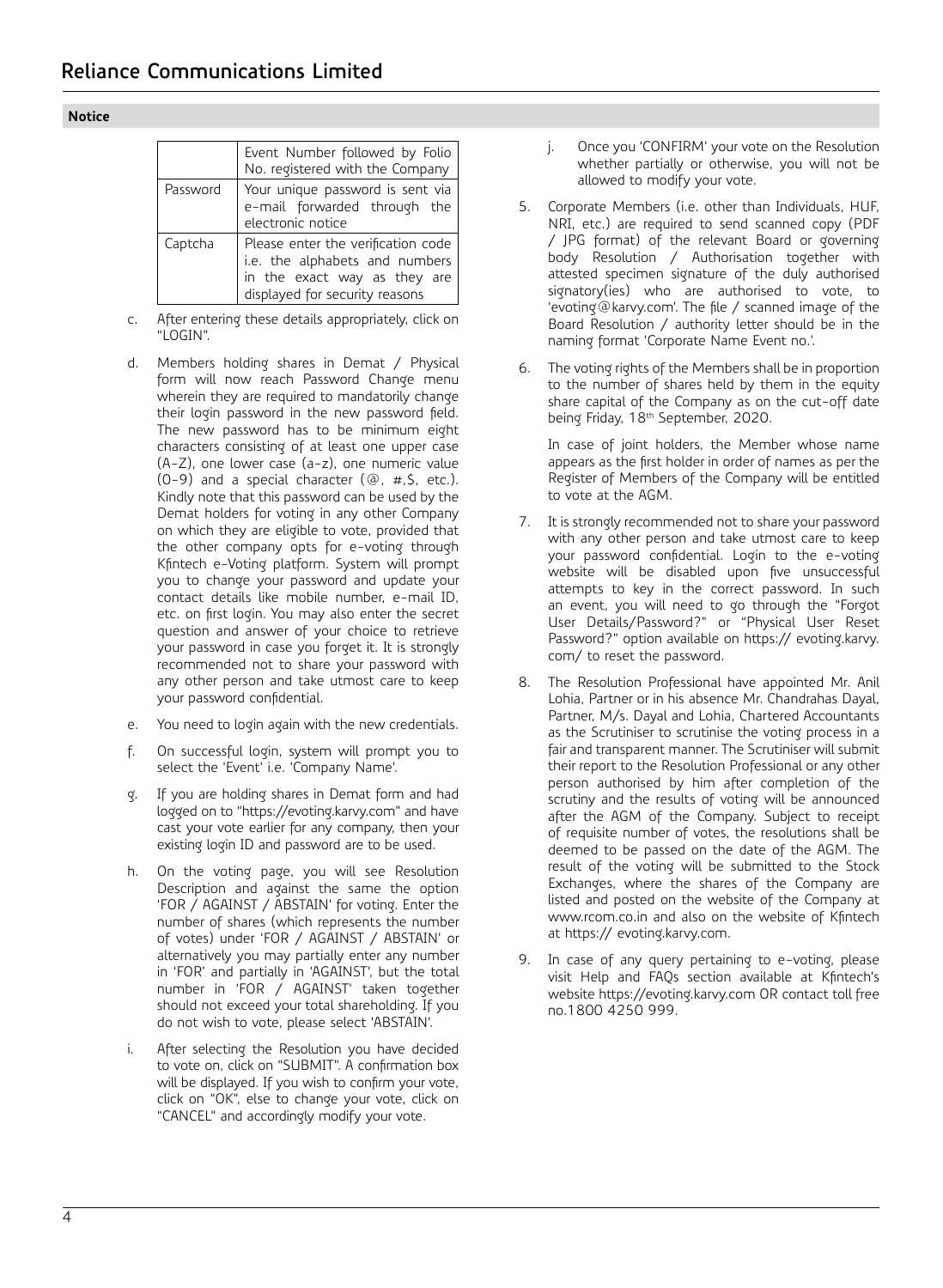## Notice

| | |
|---|---|
| | Event Number followed by Folio No. registered with the Company |
| Password | Your unique password is sent via e-mail forwarded through the electronic notice |
| Captcha | Please enter the verification code i.e. the alphabets and numbers in the exact way as they are displayed for security reasons |

c. After entering these details appropriately, click on "LOGIN".

d. Members holding shares in Demat / Physical form will now reach Password Change menu wherein they are required to mandatorily change their login password in the new password field. The new password has to be minimum eight characters consisting of at least one upper case (A-Z), one lower case (a-z), one numeric value (0-9) and a special character (@, #,$, etc.). Kindly note that this password can be used by the Demat holders for voting in any other Company on which they are eligible to vote, provided that the other company opts for e-voting through Kfintech e-Voting platform. System will prompt you to change your password and update your contact details like mobile number, e-mail ID, etc. on first login. You may also enter the secret question and answer of your choice to retrieve your password in case you forget it. It is strongly recommended not to share your password with any other person and take utmost care to keep your password confidential.

e. You need to login again with the new credentials.

f. On successful login, system will prompt you to select the 'Event' i.e. 'Company Name'.

g. If you are holding shares in Demat form and had logged on to "https://evoting.karvy.com" and have cast your vote earlier for any company, then your existing login ID and password are to be used.

h. On the voting page, you will see Resolution Description and against the same the option 'FOR / AGAINST / ABSTAIN' for voting. Enter the number of shares (which represents the number of votes) under 'FOR / AGAINST / ABSTAIN' or alternatively you may partially enter any number in 'FOR' and partially in 'AGAINST', but the total number in 'FOR / AGAINST' taken together should not exceed your total shareholding. If you do not wish to vote, please select 'ABSTAIN'.

i. After selecting the Resolution you have decided to vote on, click on "SUBMIT". A confirmation box will be displayed. If you wish to confirm your vote, click on "OK", else to change your vote, click on "CANCEL" and accordingly modify your vote.

j. Once you 'CONFIRM' your vote on the Resolution whether partially or otherwise, you will not be allowed to modify your vote.

5. Corporate Members (i.e. other than Individuals, HUF, NRI, etc.) are required to send scanned copy (PDF / JPG format) of the relevant Board or governing body Resolution / Authorisation together with attested specimen signature of the duly authorised signatory(ies) who are authorised to vote, to 'evoting@karvy.com'. The file / scanned image of the Board Resolution / authority letter should be in the naming format 'Corporate Name Event no.'.

6. The voting rights of the Members shall be in proportion to the number of shares held by them in the equity share capital of the Company as on the cut-off date being Friday, 18th September, 2020.

   In case of joint holders, the Member whose name appears as the first holder in order of names as per the Register of Members of the Company will be entitled to vote at the AGM.

7. It is strongly recommended not to share your password with any other person and take utmost care to keep your password confidential. Login to the e-voting website will be disabled upon five unsuccessful attempts to key in the correct password. In such an event, you will need to go through the "Forgot User Details/Password?" or "Physical User Reset Password?" option available on https:// evoting.karvy.com/ to reset the password.

8. The Resolution Professional have appointed Mr. Anil Lohia, Partner or in his absence Mr. Chandrahas Dayal, Partner, M/s. Dayal and Lohia, Chartered Accountants as the Scrutiniser to scrutinise the voting process in a fair and transparent manner. The Scrutiniser will submit their report to the Resolution Professional or any other person authorised by him after completion of the scrutiny and the results of voting will be announced after the AGM of the Company. Subject to receipt of requisite number of votes, the resolutions shall be deemed to be passed on the date of the AGM. The result of the voting will be submitted to the Stock Exchanges, where the shares of the Company are listed and posted on the website of the Company at www.rcom.co.in and also on the website of Kfintech at https:// evoting.karvy.com.

9. In case of any query pertaining to e-voting, please visit Help and FAQs section available at Kfintech's website https://evoting.karvy.com OR contact toll free no.1800 4250 999.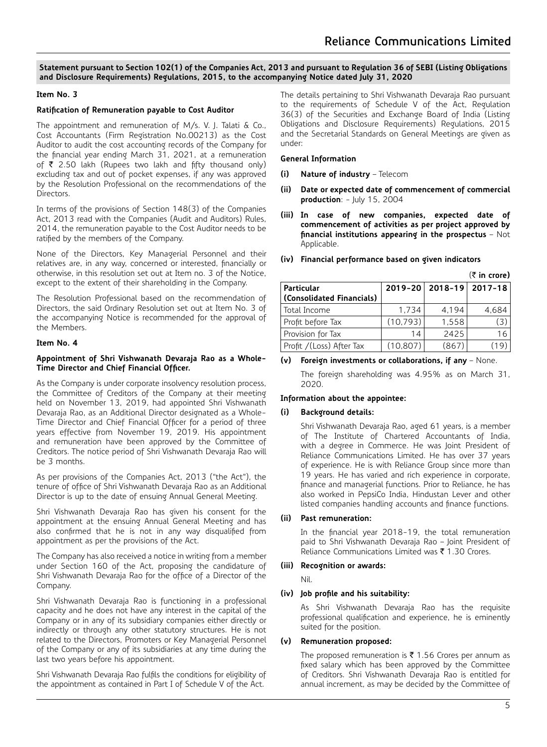**Statement pursuant to Section 102(1) of the Companies Act, 2013 and pursuant to Regulation 36 of SEBI (Listing Obligations and Disclosure Requirements) Regulations, 2015, to the accompanying Notice dated July 31, 2020**

**Item No. 3**

**Ratification of Remuneration payable to Cost Auditor**

The appointment and remuneration of M/s. V. J. Talati & Co., Cost Accountants (Firm Registration No.00213) as the Cost Auditor to audit the cost accounting records of the Company for the financial year ending March 31, 2021, at a remuneration of ₹ 2.50 lakh (Rupees two lakh and fifty thousand only) excluding tax and out of pocket expenses, if any was approved by the Resolution Professional on the recommendations of the Directors.

In terms of the provisions of Section 148(3) of the Companies Act, 2013 read with the Companies (Audit and Auditors) Rules, 2014, the remuneration payable to the Cost Auditor needs to be ratified by the members of the Company.

None of the Directors, Key Managerial Personnel and their relatives are, in any way, concerned or interested, financially or otherwise, in this resolution set out at Item no. 3 of the Notice, except to the extent of their shareholding in the Company.

The Resolution Professional based on the recommendation of Directors, the said Ordinary Resolution set out at Item No. 3 of the accompanying Notice is recommended for the approval of the Members.

**Item No. 4**

**Appointment of Shri Vishwanath Devaraja Rao as a Whole-Time Director and Chief Financial Officer.**

As the Company is under corporate insolvency resolution process, the Committee of Creditors of the Company at their meeting held on November 13, 2019, had appointed Shri Vishwanath Devaraja Rao, as an Additional Director designated as a Whole-Time Director and Chief Financial Officer for a period of three years effective from November 19, 2019. His appointment and remuneration have been approved by the Committee of Creditors. The notice period of Shri Vishwanath Devaraja Rao will be 3 months.

As per provisions of the Companies Act, 2013 ("the Act"), the tenure of office of Shri Vishwanath Devaraja Rao as an Additional Director is up to the date of ensuing Annual General Meeting.

Shri Vishwanath Devaraja Rao has given his consent for the appointment at the ensuing Annual General Meeting and has also confirmed that he is not in any way disqualified from appointment as per the provisions of the Act.

The Company has also received a notice in writing from a member under Section 160 of the Act, proposing the candidature of Shri Vishwanath Devaraja Rao for the office of a Director of the Company.

Shri Vishwanath Devaraja Rao is functioning in a professional capacity and he does not have any interest in the capital of the Company or in any of its subsidiary companies either directly or indirectly or through any other statutory structures. He is not related to the Directors, Promoters or Key Managerial Personnel of the Company or any of its subsidiaries at any time during the last two years before his appointment.

Shri Vishwanath Devaraja Rao fulfils the conditions for eligibility of the appointment as contained in Part I of Schedule V of the Act.

The details pertaining to Shri Vishwanath Devaraja Rao pursuant to the requirements of Schedule V of the Act, Regulation 36(3) of the Securities and Exchange Board of India (Listing Obligations and Disclosure Requirements) Regulations, 2015 and the Secretarial Standards on General Meetings are given as under:

**General Information**

- **(i) Nature of industry** – Telecom
- **(ii) Date or expected date of commencement of commercial production**: – July 15, 2004
- **(iii) In case of new companies, expected date of commencement of activities as per project approved by financial institutions appearing in the prospectus** – Not Applicable.
- **(iv) Financial performance based on given indicators**

(₹ in crore)

| Particular (Consolidated Financials) | 2019-20 | 2018-19 | 2017-18 |
|---|---|---|---|
| Total Income | 1,734 | 4,194 | 4,684 |
| Profit before Tax | (10,793) | 1,558 | (3) |
| Provision for Tax | 14 | 2425 | 16 |
| Profit /(Loss) After Tax | (10,807) | (867) | (19) |

- **(v) Foreign investments or collaborations, if any** – None.

  The foreign shareholding was 4.95% as on March 31, 2020.

**Information about the appointee:**

**(i) Background details:**

Shri Vishwanath Devaraja Rao, aged 61 years, is a member of The Institute of Chartered Accountants of India, with a degree in Commerce. He was Joint President of Reliance Communications Limited. He has over 37 years of experience. He is with Reliance Group since more than 19 years. He has varied and rich experience in corporate, finance and managerial functions. Prior to Reliance, he has also worked in PepsiCo India, Hindustan Lever and other listed companies handling accounts and finance functions.

**(ii) Past remuneration:**

In the financial year 2018-19, the total remuneration paid to Shri Vishwanath Devaraja Rao – Joint President of Reliance Communications Limited was ₹ 1.30 Crores.

**(iii) Recognition or awards:**

Nil.

**(iv) Job profile and his suitability:**

As Shri Vishwanath Devaraja Rao has the requisite professional qualification and experience, he is eminently suited for the position.

**(v) Remuneration proposed:**

The proposed remuneration is ₹ 1.56 Crores per annum as fixed salary which has been approved by the Committee of Creditors. Shri Vishwanath Devaraja Rao is entitled for annual increment, as may be decided by the Committee of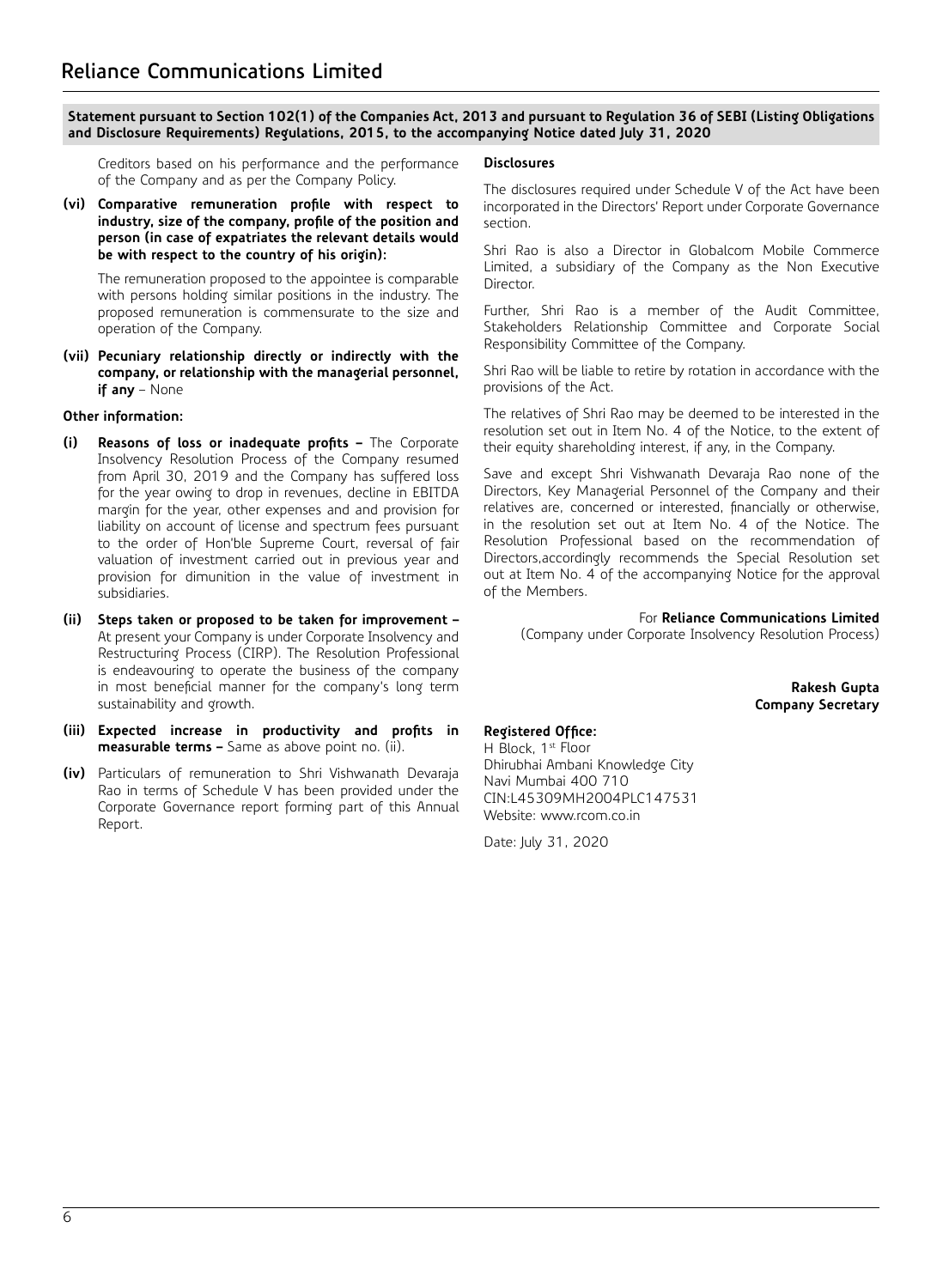**Statement pursuant to Section 102(1) of the Companies Act, 2013 and pursuant to Regulation 36 of SEBI (Listing Obligations and Disclosure Requirements) Regulations, 2015, to the accompanying Notice dated July 31, 2020**

Creditors based on his performance and the performance of the Company and as per the Company Policy.

**(vi) Comparative remuneration profile with respect to industry, size of the company, profile of the position and person (in case of expatriates the relevant details would be with respect to the country of his origin):**

The remuneration proposed to the appointee is comparable with persons holding similar positions in the industry. The proposed remuneration is commensurate to the size and operation of the Company.

**(vii) Pecuniary relationship directly or indirectly with the company, or relationship with the managerial personnel, if any** – None

**Other information:**

**(i) Reasons of loss or inadequate profits –** The Corporate Insolvency Resolution Process of the Company resumed from April 30, 2019 and the Company has suffered loss for the year owing to drop in revenues, decline in EBITDA margin for the year, other expenses and and provision for liability on account of license and spectrum fees pursuant to the order of Hon'ble Supreme Court, reversal of fair valuation of investment carried out in previous year and provision for dimunition in the value of investment in subsidiaries.

**(ii) Steps taken or proposed to be taken for improvement –** At present your Company is under Corporate Insolvency and Restructuring Process (CIRP). The Resolution Professional is endeavouring to operate the business of the company in most beneficial manner for the company's long term sustainability and growth.

**(iii) Expected increase in productivity and profits in measurable terms –** Same as above point no. (ii).

**(iv)** Particulars of remuneration to Shri Vishwanath Devaraja Rao in terms of Schedule V has been provided under the Corporate Governance report forming part of this Annual Report.

**Disclosures**

The disclosures required under Schedule V of the Act have been incorporated in the Directors' Report under Corporate Governance section.

Shri Rao is also a Director in Globalcom Mobile Commerce Limited, a subsidiary of the Company as the Non Executive Director.

Further, Shri Rao is a member of the Audit Committee, Stakeholders Relationship Committee and Corporate Social Responsibility Committee of the Company.

Shri Rao will be liable to retire by rotation in accordance with the provisions of the Act.

The relatives of Shri Rao may be deemed to be interested in the resolution set out in Item No. 4 of the Notice, to the extent of their equity shareholding interest, if any, in the Company.

Save and except Shri Vishwanath Devaraja Rao none of the Directors, Key Managerial Personnel of the Company and their relatives are, concerned or interested, financially or otherwise, in the resolution set out at Item No. 4 of the Notice. The Resolution Professional based on the recommendation of Directors,accordingly recommends the Special Resolution set out at Item No. 4 of the accompanying Notice for the approval of the Members.

For **Reliance Communications Limited**
(Company under Corporate Insolvency Resolution Process)

**Rakesh Gupta**
**Company Secretary**

**Registered Office:**
H Block, 1st Floor
Dhirubhai Ambani Knowledge City
Navi Mumbai 400 710
CIN:L45309MH2004PLC147531
Website: www.rcom.co.in

Date: July 31, 2020